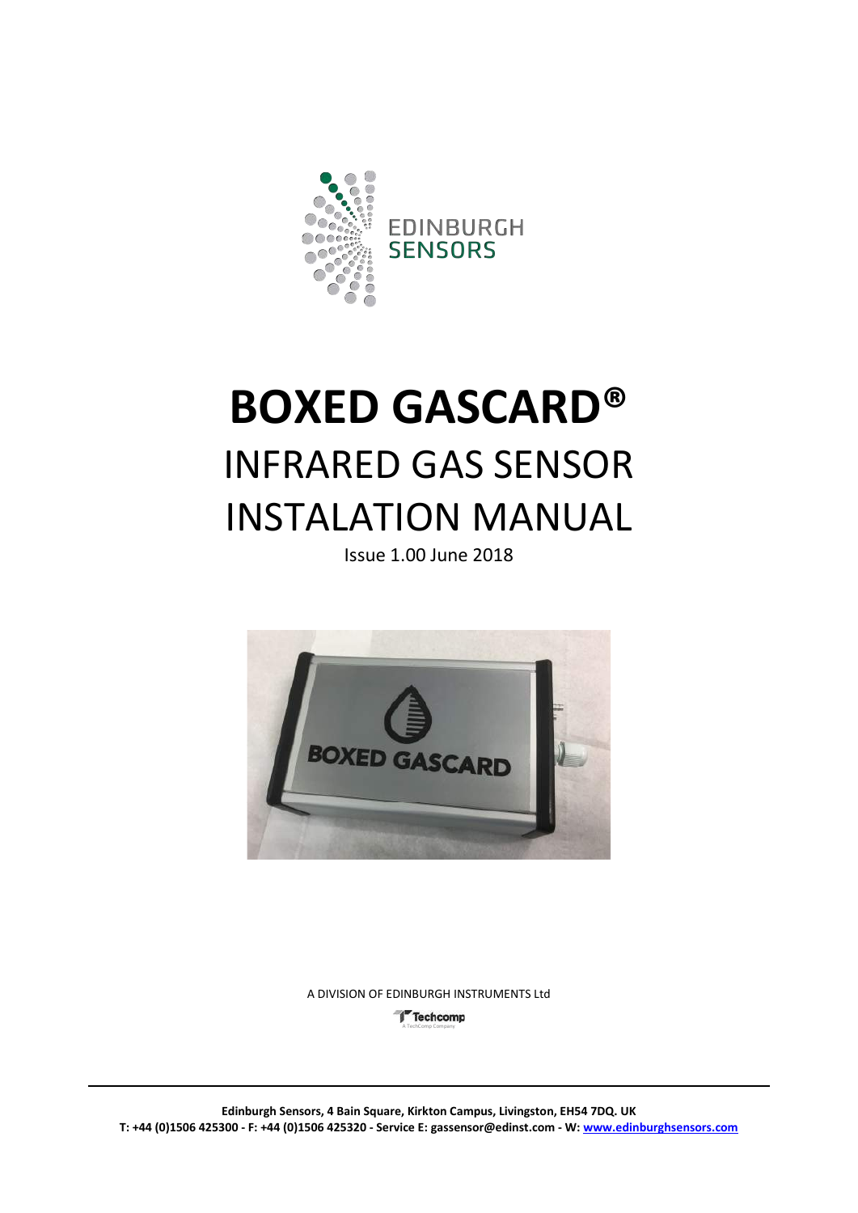EDINBURGH
SENSORS

# BOXED GASCARD®

## INFRARED GAS SENSOR
## INSTALATION MANUAL

Issue 1.00 June 2018

A DIVISION OF EDINBURGH INSTRUMENTS Ltd

Techcomp

A TechComp Company

**Edinburgh Sensors, 4 Bain Square, Kirkton Campus, Livingston, EH54 7DQ. UK**
**T: +44 (0)1506 425300 - F: +44 (0)1506 425320 - Service E: gassensor@edinst.com - W: www.edinburghsensors.com**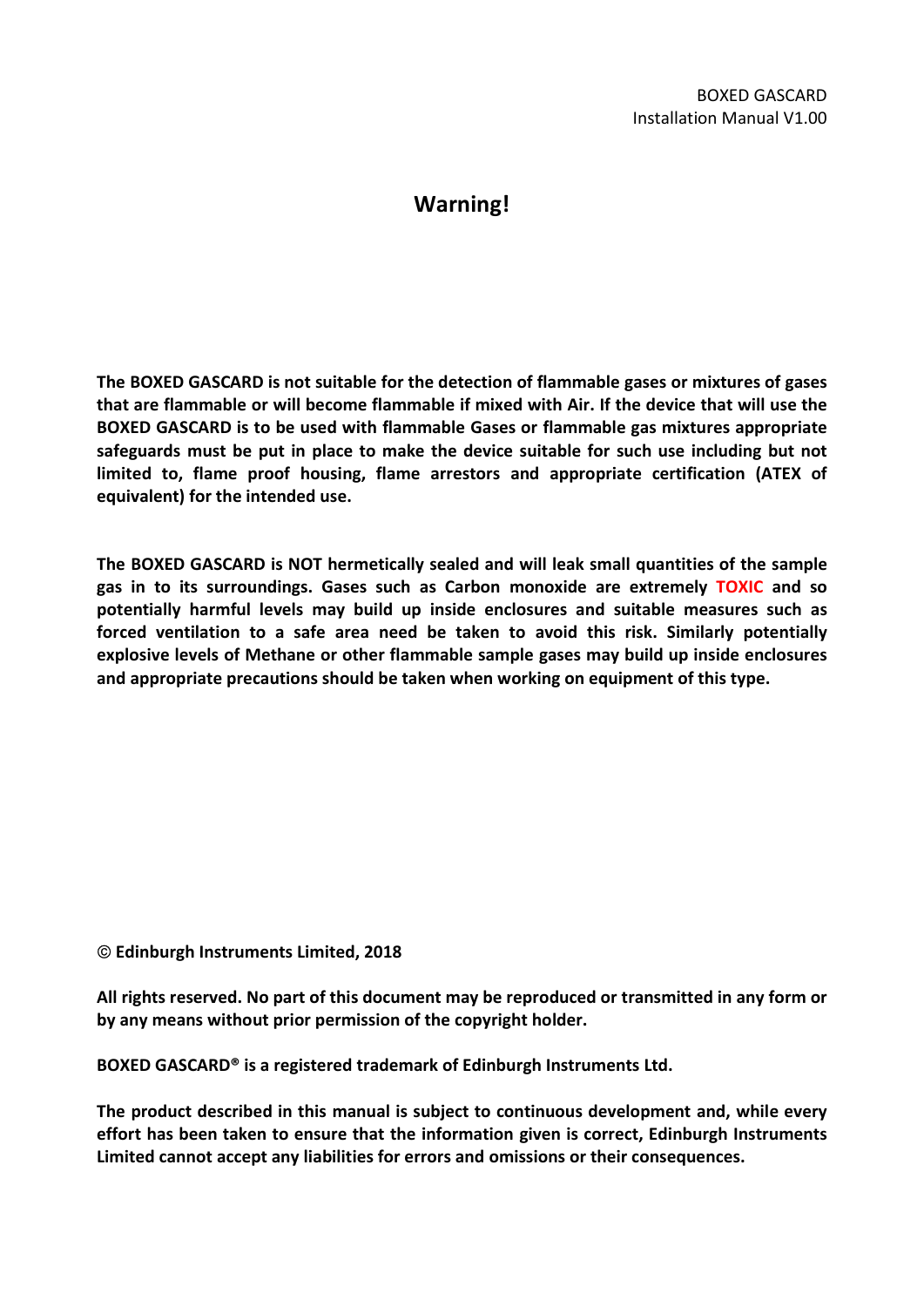# Warning!

**The BOXED GASCARD is not suitable for the detection of flammable gases or mixtures of gases that are flammable or will become flammable if mixed with Air. If the device that will use the BOXED GASCARD is to be used with flammable Gases or flammable gas mixtures appropriate safeguards must be put in place to make the device suitable for such use including but not limited to, flame proof housing, flame arrestors and appropriate certification (ATEX of equivalent) for the intended use.**

**The BOXED GASCARD is NOT hermetically sealed and will leak small quantities of the sample gas in to its surroundings. Gases such as Carbon monoxide are extremely TOXIC and so potentially harmful levels may build up inside enclosures and suitable measures such as forced ventilation to a safe area need be taken to avoid this risk. Similarly potentially explosive levels of Methane or other flammable sample gases may build up inside enclosures and appropriate precautions should be taken when working on equipment of this type.**

**© Edinburgh Instruments Limited, 2018**

**All rights reserved. No part of this document may be reproduced or transmitted in any form or by any means without prior permission of the copyright holder.**

**BOXED GASCARD® is a registered trademark of Edinburgh Instruments Ltd.**

**The product described in this manual is subject to continuous development and, while every effort has been taken to ensure that the information given is correct, Edinburgh Instruments Limited cannot accept any liabilities for errors and omissions or their consequences.**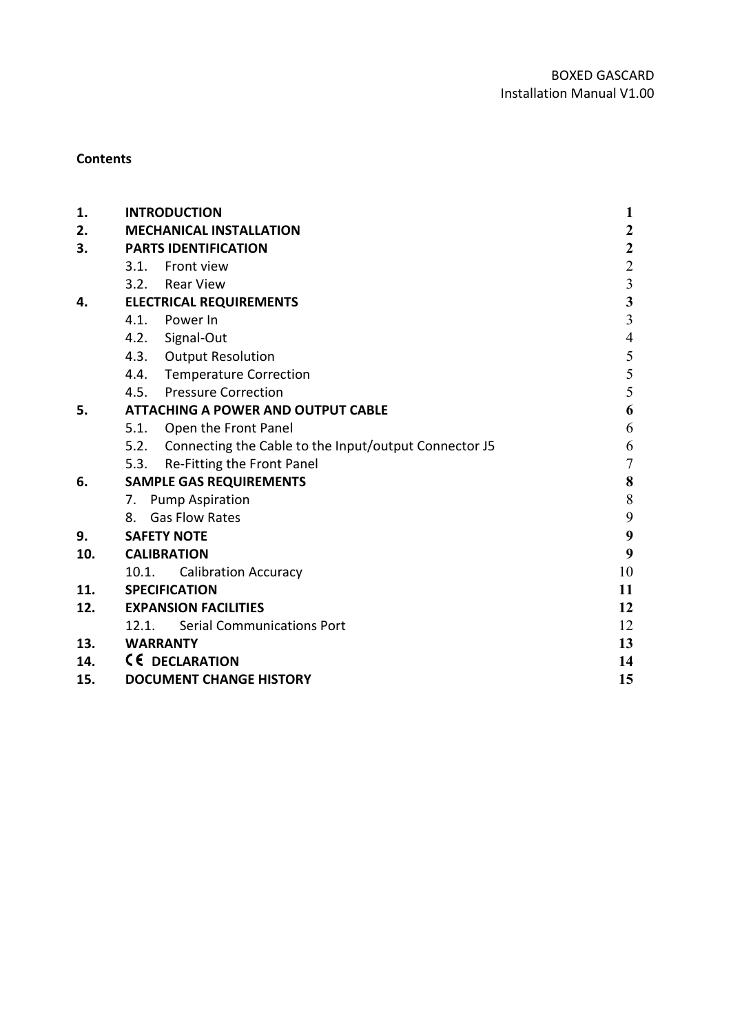BOXED GASCARD
Installation Manual V1.00

**Contents**

| | | |
|---|---|---|
| **1.** | **INTRODUCTION** | **1** |
| **2.** | **MECHANICAL INSTALLATION** | **2** |
| **3.** | **PARTS IDENTIFICATION** | **2** |
| | 3.1. Front view | 2 |
| | 3.2. Rear View | 3 |
| **4.** | **ELECTRICAL REQUIREMENTS** | **3** |
| | 4.1. Power In | 3 |
| | 4.2. Signal-Out | 4 |
| | 4.3. Output Resolution | 5 |
| | 4.4. Temperature Correction | 5 |
| | 4.5. Pressure Correction | 5 |
| **5.** | **ATTACHING A POWER AND OUTPUT CABLE** | **6** |
| | 5.1. Open the Front Panel | 6 |
| | 5.2. Connecting the Cable to the Input/output Connector J5 | 6 |
| | 5.3. Re-Fitting the Front Panel | 7 |
| **6.** | **SAMPLE GAS REQUIREMENTS** | **8** |
| | 7. Pump Aspiration | 8 |
| | 8. Gas Flow Rates | 9 |
| **9.** | **SAFETY NOTE** | **9** |
| **10.** | **CALIBRATION** | **9** |
| | 10.1. Calibration Accuracy | 10 |
| **11.** | **SPECIFICATION** | **11** |
| **12.** | **EXPANSION FACILITIES** | **12** |
| | 12.1. Serial Communications Port | 12 |
| **13.** | **WARRANTY** | **13** |
| **14.** | **CE DECLARATION** | **14** |
| **15.** | **DOCUMENT CHANGE HISTORY** | **15** |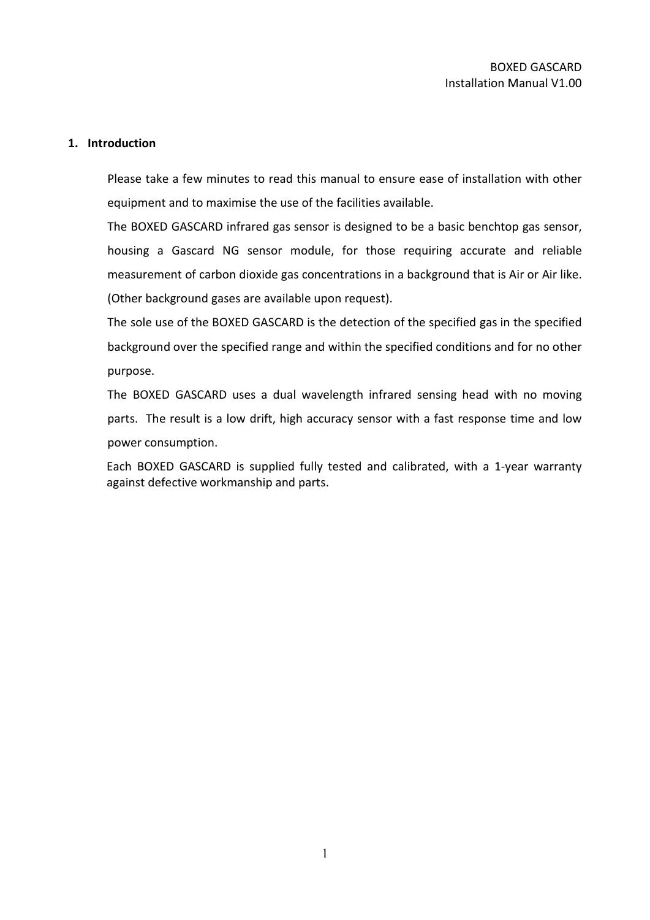## 1. Introduction

Please take a few minutes to read this manual to ensure ease of installation with other equipment and to maximise the use of the facilities available.

The BOXED GASCARD infrared gas sensor is designed to be a basic benchtop gas sensor, housing a Gascard NG sensor module, for those requiring accurate and reliable measurement of carbon dioxide gas concentrations in a background that is Air or Air like. (Other background gases are available upon request).

The sole use of the BOXED GASCARD is the detection of the specified gas in the specified background over the specified range and within the specified conditions and for no other purpose.

The BOXED GASCARD uses a dual wavelength infrared sensing head with no moving parts. The result is a low drift, high accuracy sensor with a fast response time and low power consumption.

Each BOXED GASCARD is supplied fully tested and calibrated, with a 1-year warranty against defective workmanship and parts.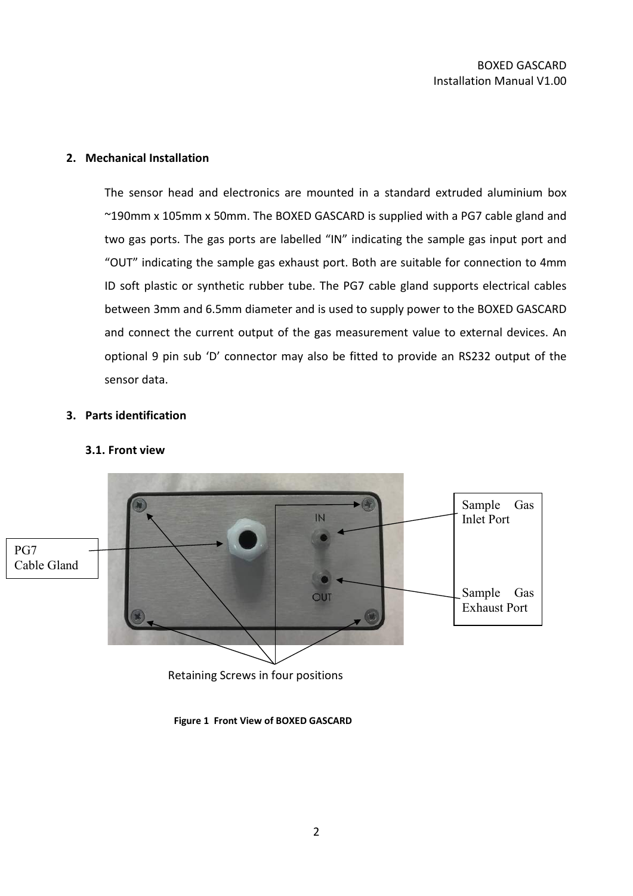## 2. Mechanical Installation

The sensor head and electronics are mounted in a standard extruded aluminium box ~190mm x 105mm x 50mm. The BOXED GASCARD is supplied with a PG7 cable gland and two gas ports. The gas ports are labelled "IN" indicating the sample gas input port and "OUT" indicating the sample gas exhaust port. Both are suitable for connection to 4mm ID soft plastic or synthetic rubber tube. The PG7 cable gland supports electrical cables between 3mm and 6.5mm diameter and is used to supply power to the BOXED GASCARD and connect the current output of the gas measurement value to external devices. An optional 9 pin sub 'D' connector may also be fitted to provide an RS232 output of the sensor data.

## 3. Parts identification

### 3.1. Front view

PG7 Cable Gland

Sample Gas Inlet Port

Sample Gas Exhaust Port

Retaining Screws in four positions

**Figure 1 Front View of BOXED GASCARD**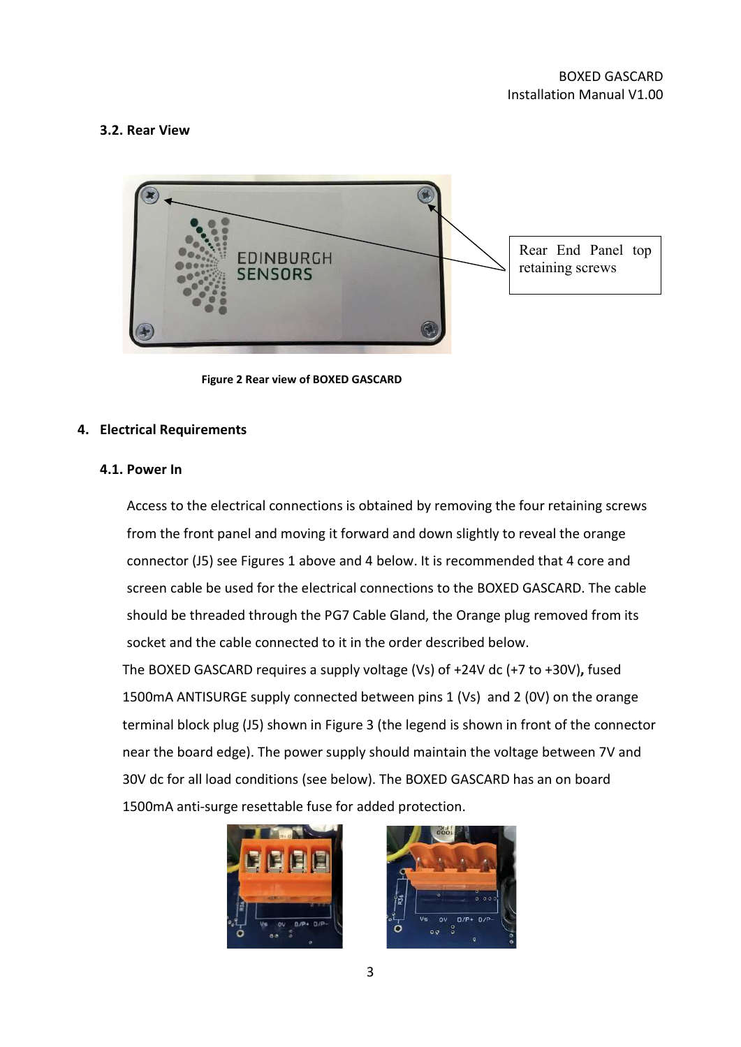### 3.2. Rear View

Rear End Panel top retaining screws

Figure 2 Rear view of BOXED GASCARD

## 4. Electrical Requirements

### 4.1. Power In

Access to the electrical connections is obtained by removing the four retaining screws from the front panel and moving it forward and down slightly to reveal the orange connector (J5) see Figures 1 above and 4 below. It is recommended that 4 core and screen cable be used for the electrical connections to the BOXED GASCARD. The cable should be threaded through the PG7 Cable Gland, the Orange plug removed from its socket and the cable connected to it in the order described below.

The BOXED GASCARD requires a supply voltage (Vs) of +24V dc (+7 to +30V)**,** fused 1500mA ANTISURGE supply connected between pins 1 (Vs) and 2 (0V) on the orange terminal block plug (J5) shown in Figure 3 (the legend is shown in front of the connector near the board edge). The power supply should maintain the voltage between 7V and 30V dc for all load conditions (see below). The BOXED GASCARD has an on board 1500mA anti-surge resettable fuse for added protection.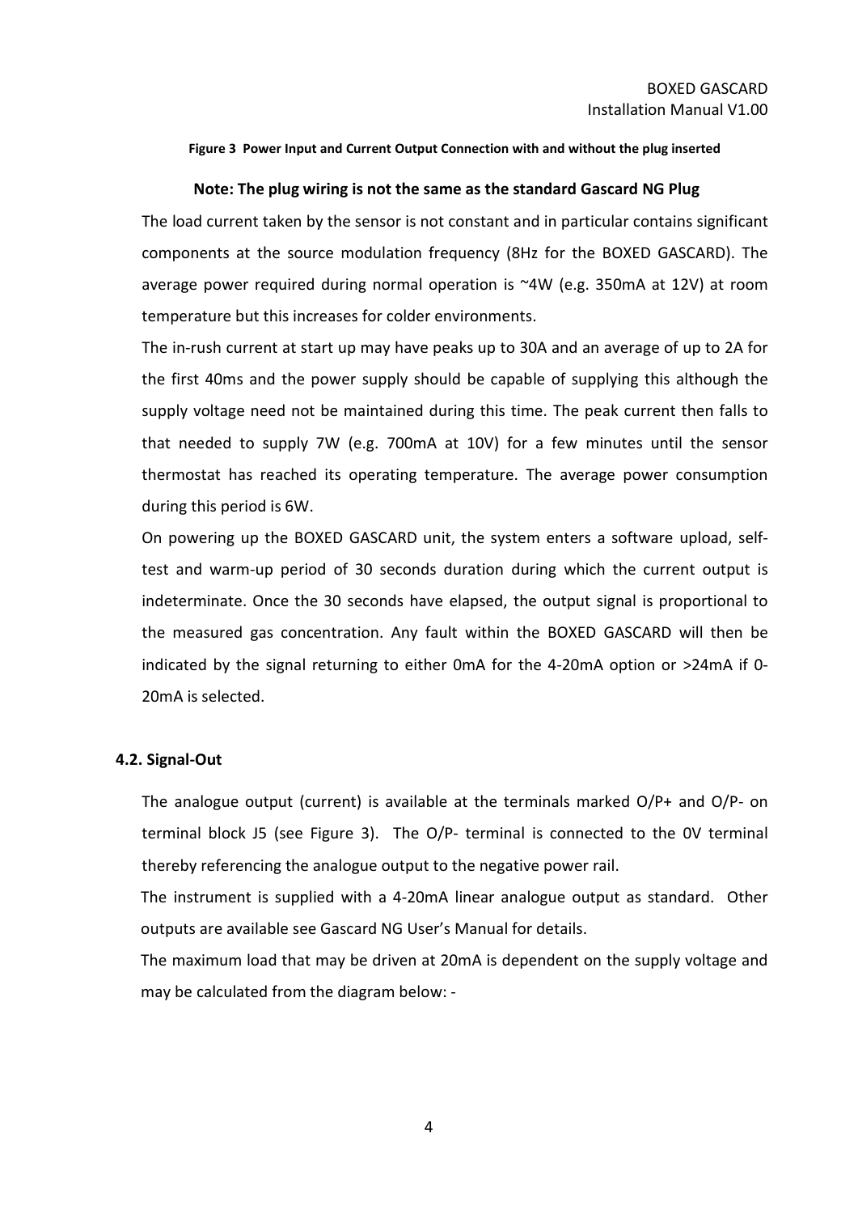**Figure 3 Power Input and Current Output Connection with and without the plug inserted**

**Note: The plug wiring is not the same as the standard Gascard NG Plug**

The load current taken by the sensor is not constant and in particular contains significant components at the source modulation frequency (8Hz for the BOXED GASCARD). The average power required during normal operation is ~4W (e.g. 350mA at 12V) at room temperature but this increases for colder environments.

The in-rush current at start up may have peaks up to 30A and an average of up to 2A for the first 40ms and the power supply should be capable of supplying this although the supply voltage need not be maintained during this time. The peak current then falls to that needed to supply 7W (e.g. 700mA at 10V) for a few minutes until the sensor thermostat has reached its operating temperature. The average power consumption during this period is 6W.

On powering up the BOXED GASCARD unit, the system enters a software upload, self-test and warm-up period of 30 seconds duration during which the current output is indeterminate. Once the 30 seconds have elapsed, the output signal is proportional to the measured gas concentration. Any fault within the BOXED GASCARD will then be indicated by the signal returning to either 0mA for the 4-20mA option or >24mA if 0-20mA is selected.

### 4.2. Signal-Out

The analogue output (current) is available at the terminals marked O/P+ and O/P- on terminal block J5 (see Figure 3). The O/P- terminal is connected to the 0V terminal thereby referencing the analogue output to the negative power rail.

The instrument is supplied with a 4-20mA linear analogue output as standard. Other outputs are available see Gascard NG User's Manual for details.

The maximum load that may be driven at 20mA is dependent on the supply voltage and may be calculated from the diagram below: -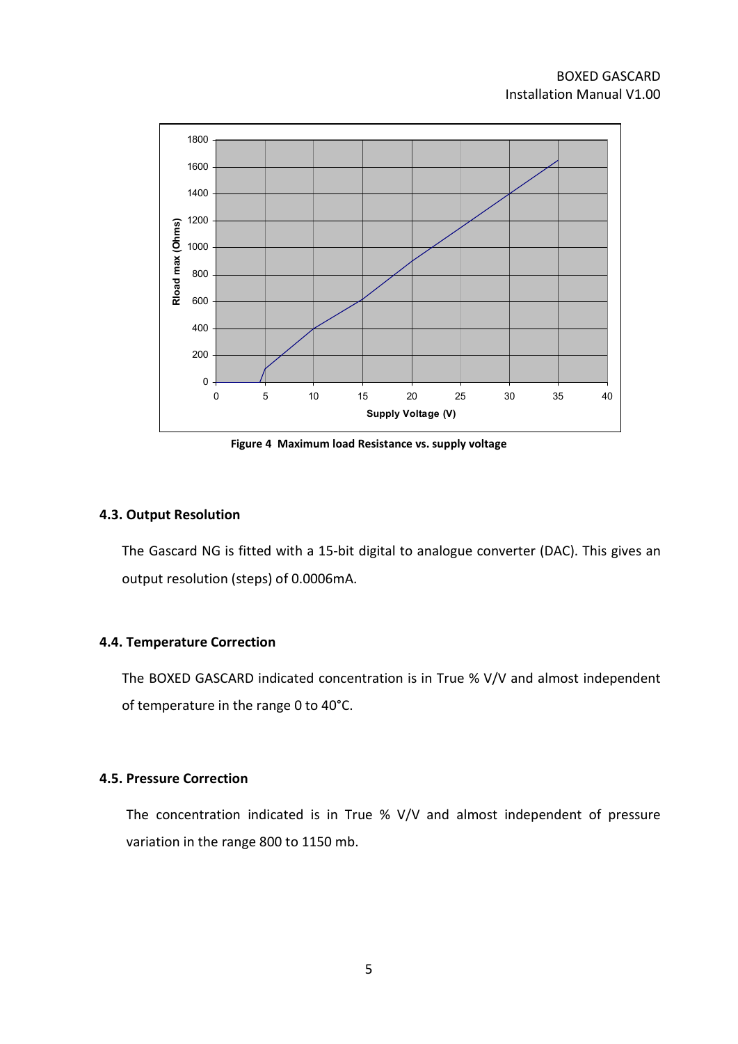Figure 4 Maximum load Resistance vs. supply voltage

### 4.3. Output Resolution

The Gascard NG is fitted with a 15-bit digital to analogue converter (DAC). This gives an output resolution (steps) of 0.0006mA.

### 4.4. Temperature Correction

The BOXED GASCARD indicated concentration is in True % V/V and almost independent of temperature in the range 0 to 40°C.

### 4.5. Pressure Correction

The concentration indicated is in True % V/V and almost independent of pressure variation in the range 800 to 1150 mb.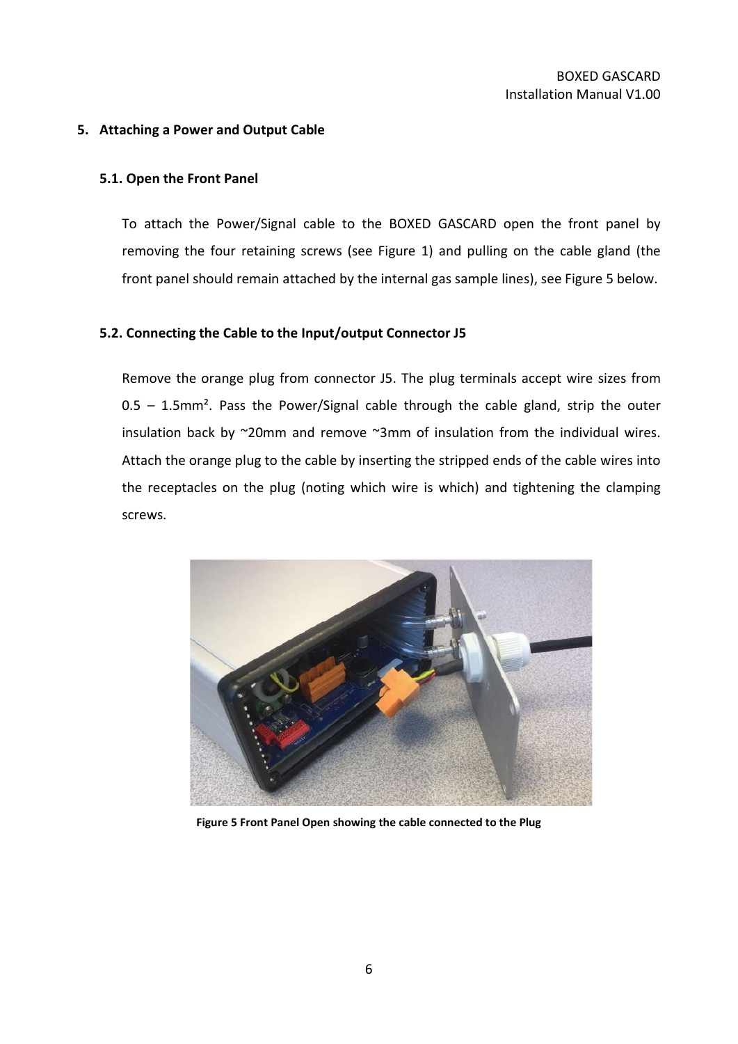## 5. Attaching a Power and Output Cable

### 5.1. Open the Front Panel

To attach the Power/Signal cable to the BOXED GASCARD open the front panel by removing the four retaining screws (see Figure 1) and pulling on the cable gland (the front panel should remain attached by the internal gas sample lines), see Figure 5 below.

### 5.2. Connecting the Cable to the Input/output Connector J5

Remove the orange plug from connector J5. The plug terminals accept wire sizes from 0.5 – 1.5mm². Pass the Power/Signal cable through the cable gland, strip the outer insulation back by ~20mm and remove ~3mm of insulation from the individual wires. Attach the orange plug to the cable by inserting the stripped ends of the cable wires into the receptacles on the plug (noting which wire is which) and tightening the clamping screws.

**Figure 5 Front Panel Open showing the cable connected to the Plug**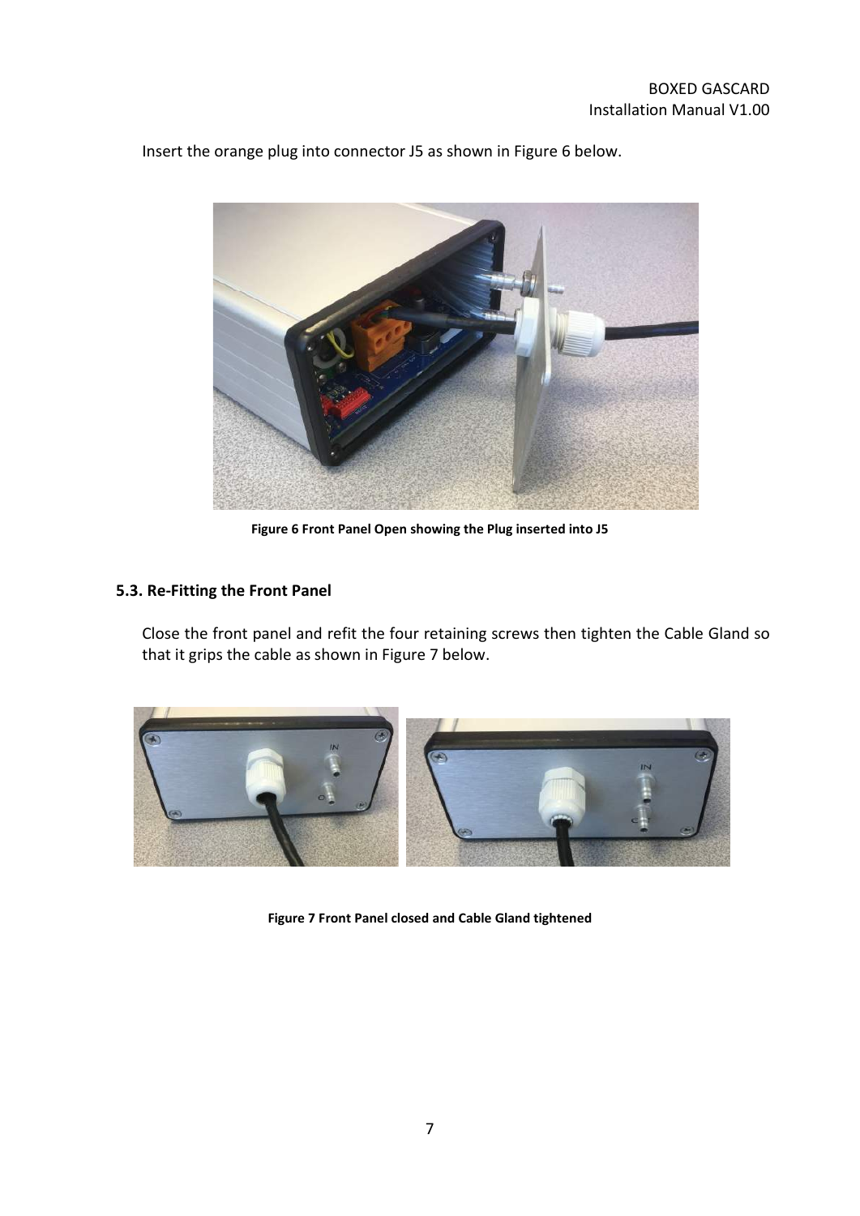Insert the orange plug into connector J5 as shown in Figure 6 below.

**Figure 6 Front Panel Open showing the Plug inserted into J5**

### 5.3. Re-Fitting the Front Panel

Close the front panel and refit the four retaining screws then tighten the Cable Gland so that it grips the cable as shown in Figure 7 below.

**Figure 7 Front Panel closed and Cable Gland tightened**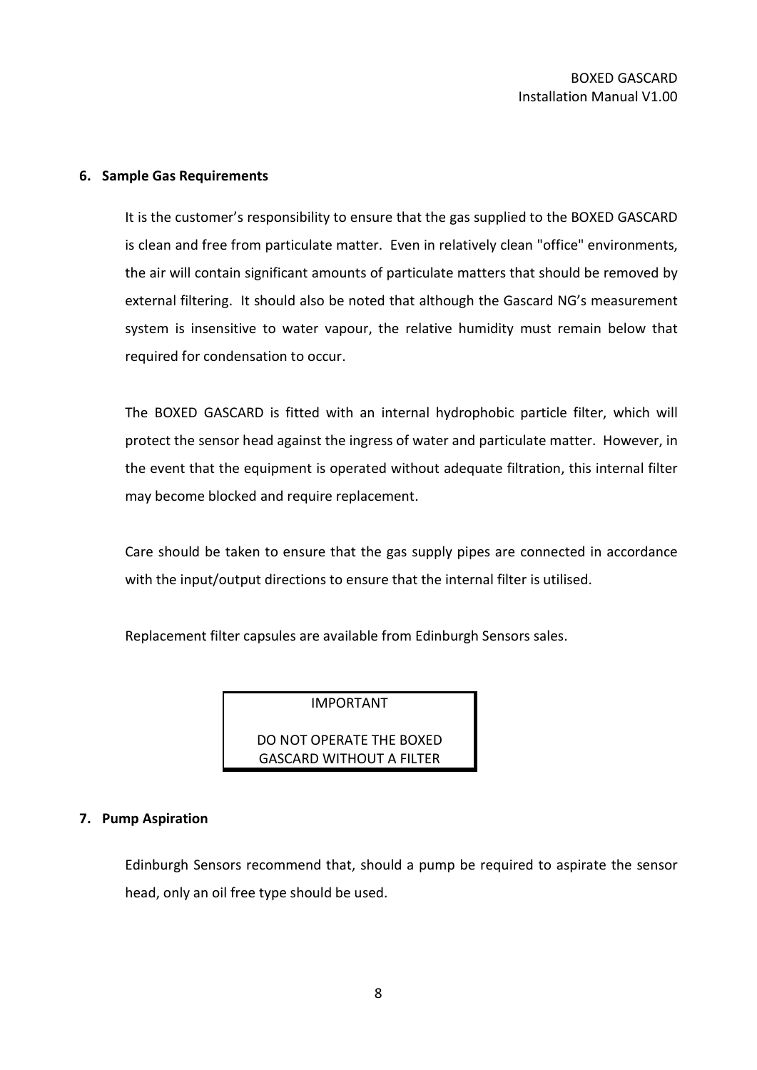## 6. Sample Gas Requirements

It is the customer's responsibility to ensure that the gas supplied to the BOXED GASCARD is clean and free from particulate matter. Even in relatively clean "office" environments, the air will contain significant amounts of particulate matters that should be removed by external filtering. It should also be noted that although the Gascard NG's measurement system is insensitive to water vapour, the relative humidity must remain below that required for condensation to occur.

The BOXED GASCARD is fitted with an internal hydrophobic particle filter, which will protect the sensor head against the ingress of water and particulate matter. However, in the event that the equipment is operated without adequate filtration, this internal filter may become blocked and require replacement.

Care should be taken to ensure that the gas supply pipes are connected in accordance with the input/output directions to ensure that the internal filter is utilised.

Replacement filter capsules are available from Edinburgh Sensors sales.

> IMPORTANT
>
> DO NOT OPERATE THE BOXED GASCARD WITHOUT A FILTER

## 7. Pump Aspiration

Edinburgh Sensors recommend that, should a pump be required to aspirate the sensor head, only an oil free type should be used.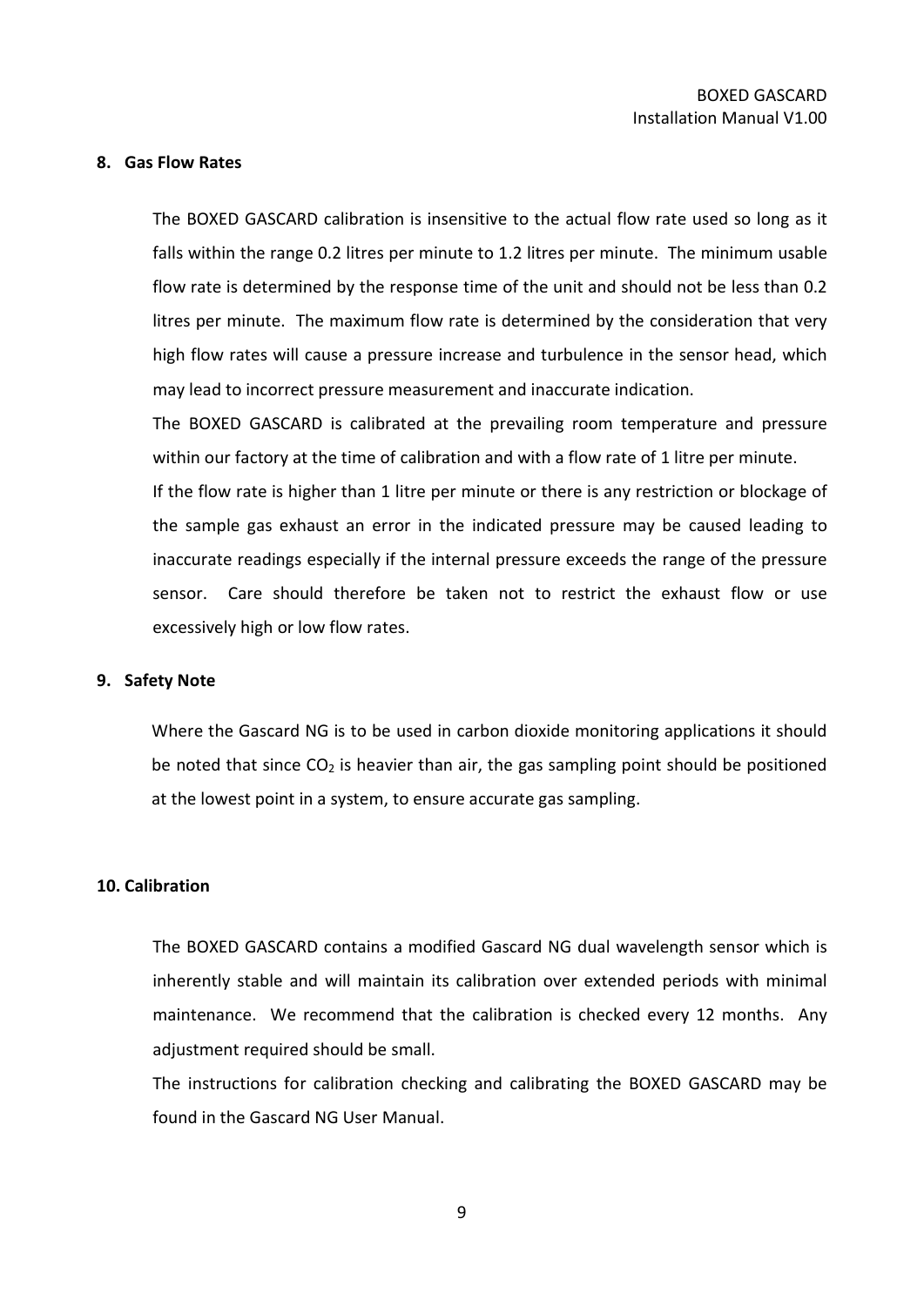## 8. Gas Flow Rates

The BOXED GASCARD calibration is insensitive to the actual flow rate used so long as it falls within the range 0.2 litres per minute to 1.2 litres per minute. The minimum usable flow rate is determined by the response time of the unit and should not be less than 0.2 litres per minute. The maximum flow rate is determined by the consideration that very high flow rates will cause a pressure increase and turbulence in the sensor head, which may lead to incorrect pressure measurement and inaccurate indication.

The BOXED GASCARD is calibrated at the prevailing room temperature and pressure within our factory at the time of calibration and with a flow rate of 1 litre per minute.

If the flow rate is higher than 1 litre per minute or there is any restriction or blockage of the sample gas exhaust an error in the indicated pressure may be caused leading to inaccurate readings especially if the internal pressure exceeds the range of the pressure sensor. Care should therefore be taken not to restrict the exhaust flow or use excessively high or low flow rates.

## 9. Safety Note

Where the Gascard NG is to be used in carbon dioxide monitoring applications it should be noted that since $CO_2$ is heavier than air, the gas sampling point should be positioned at the lowest point in a system, to ensure accurate gas sampling.

## 10. Calibration

The BOXED GASCARD contains a modified Gascard NG dual wavelength sensor which is inherently stable and will maintain its calibration over extended periods with minimal maintenance. We recommend that the calibration is checked every 12 months. Any adjustment required should be small.

The instructions for calibration checking and calibrating the BOXED GASCARD may be found in the Gascard NG User Manual.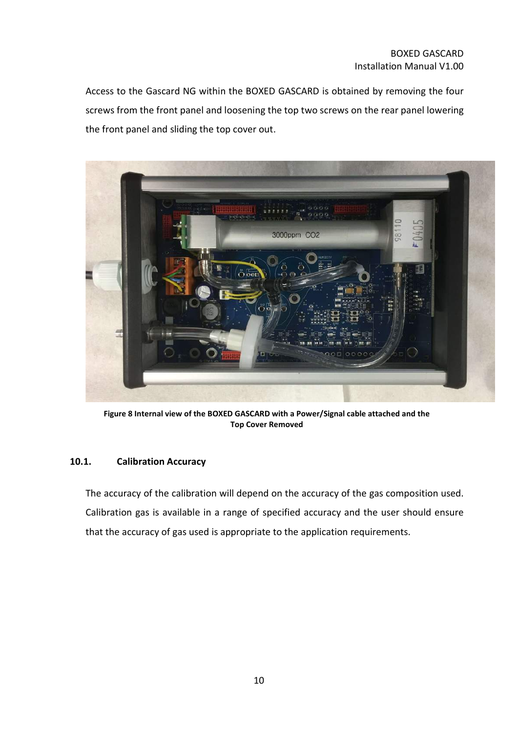Access to the Gascard NG within the BOXED GASCARD is obtained by removing the four screws from the front panel and loosening the top two screws on the rear panel lowering the front panel and sliding the top cover out.

**Figure 8 Internal view of the BOXED GASCARD with a Power/Signal cable attached and the Top Cover Removed**

### 10.1. Calibration Accuracy

The accuracy of the calibration will depend on the accuracy of the gas composition used. Calibration gas is available in a range of specified accuracy and the user should ensure that the accuracy of gas used is appropriate to the application requirements.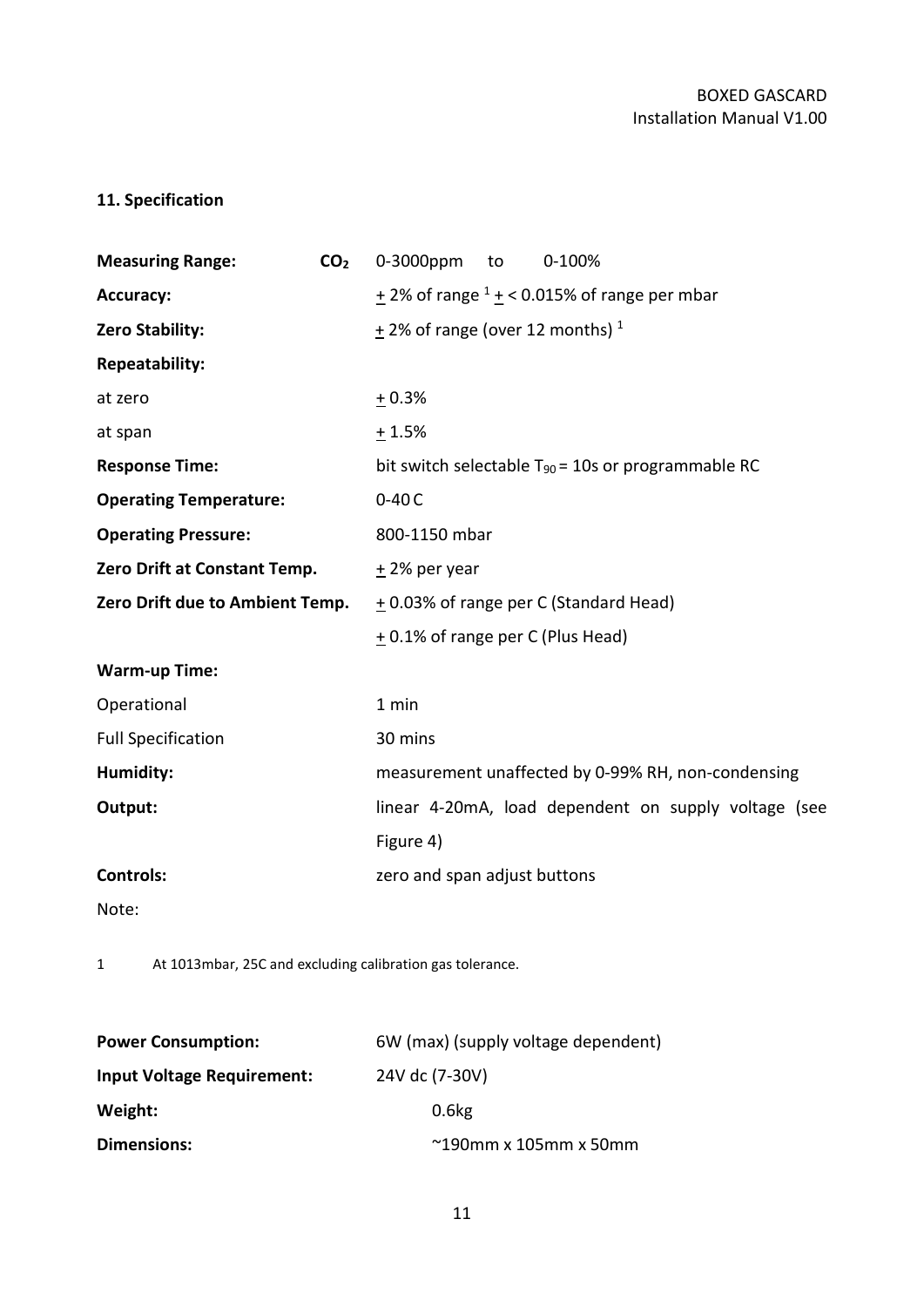## 11. Specification

| | | |
|---|---|---|
| **Measuring Range:** | **$CO_2$** | 0-3000ppm to 0-100% |
| **Accuracy:** | | ± 2% of range [1] ± < 0.015% of range per mbar |
| **Zero Stability:** | | ± 2% of range (over 12 months) [1] |
| **Repeatability:** | | |
| at zero | | ± 0.3% |
| at span | | ± 1.5% |
| **Response Time:** | | bit switch selectable $T_{90}$ = 10s or programmable RC |
| **Operating Temperature:** | | 0-40 C |
| **Operating Pressure:** | | 800-1150 mbar |
| **Zero Drift at Constant Temp.** | | ± 2% per year |
| **Zero Drift due to Ambient Temp.** | | ± 0.03% of range per C (Standard Head) |
| | | ± 0.1% of range per C (Plus Head) |
| **Warm-up Time:** | | |
| Operational | | 1 min |
| Full Specification | | 30 mins |
| **Humidity:** | | measurement unaffected by 0-99% RH, non-condensing |
| **Output:** | | linear 4-20mA, load dependent on supply voltage (see Figure 4) |
| **Controls:** | | zero and span adjust buttons |

Note:

1 At 1013mbar, 25C and excluding calibration gas tolerance.

| | |
|---|---|
| **Power Consumption:** | 6W (max) (supply voltage dependent) |
| **Input Voltage Requirement:** | 24V dc (7-30V) |
| **Weight:** | 0.6kg |
| **Dimensions:** | ~190mm x 105mm x 50mm |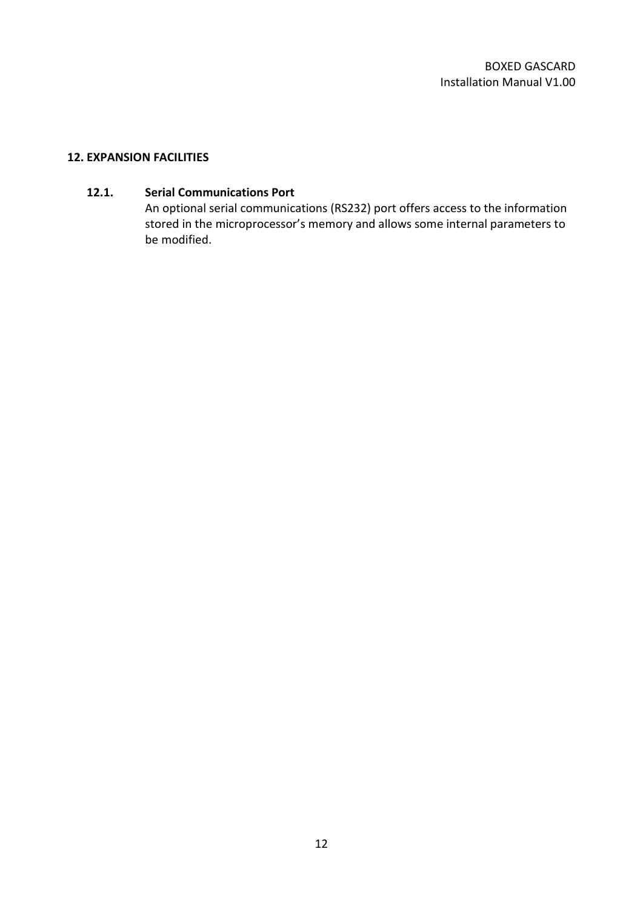## 12. EXPANSION FACILITIES

### 12.1. Serial Communications Port

An optional serial communications (RS232) port offers access to the information stored in the microprocessor’s memory and allows some internal parameters to be modified.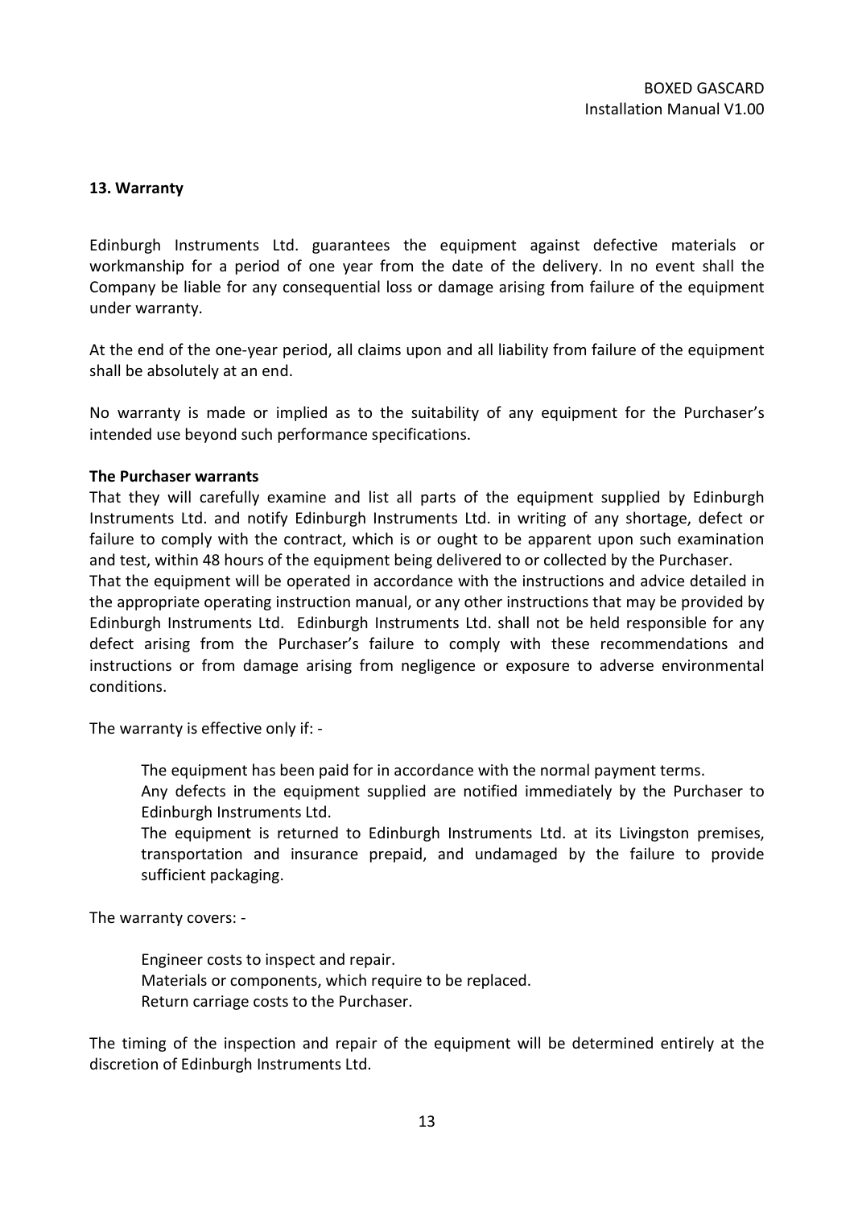## 13. Warranty

Edinburgh Instruments Ltd. guarantees the equipment against defective materials or workmanship for a period of one year from the date of the delivery. In no event shall the Company be liable for any consequential loss or damage arising from failure of the equipment under warranty.

At the end of the one-year period, all claims upon and all liability from failure of the equipment shall be absolutely at an end.

No warranty is made or implied as to the suitability of any equipment for the Purchaser's intended use beyond such performance specifications.

**The Purchaser warrants**

That they will carefully examine and list all parts of the equipment supplied by Edinburgh Instruments Ltd. and notify Edinburgh Instruments Ltd. in writing of any shortage, defect or failure to comply with the contract, which is or ought to be apparent upon such examination and test, within 48 hours of the equipment being delivered to or collected by the Purchaser.

That the equipment will be operated in accordance with the instructions and advice detailed in the appropriate operating instruction manual, or any other instructions that may be provided by Edinburgh Instruments Ltd. Edinburgh Instruments Ltd. shall not be held responsible for any defect arising from the Purchaser's failure to comply with these recommendations and instructions or from damage arising from negligence or exposure to adverse environmental conditions.

The warranty is effective only if: -

- The equipment has been paid for in accordance with the normal payment terms.
- Any defects in the equipment supplied are notified immediately by the Purchaser to Edinburgh Instruments Ltd.
- The equipment is returned to Edinburgh Instruments Ltd. at its Livingston premises, transportation and insurance prepaid, and undamaged by the failure to provide sufficient packaging.

The warranty covers: -

- Engineer costs to inspect and repair.
- Materials or components, which require to be replaced.
- Return carriage costs to the Purchaser.

The timing of the inspection and repair of the equipment will be determined entirely at the discretion of Edinburgh Instruments Ltd.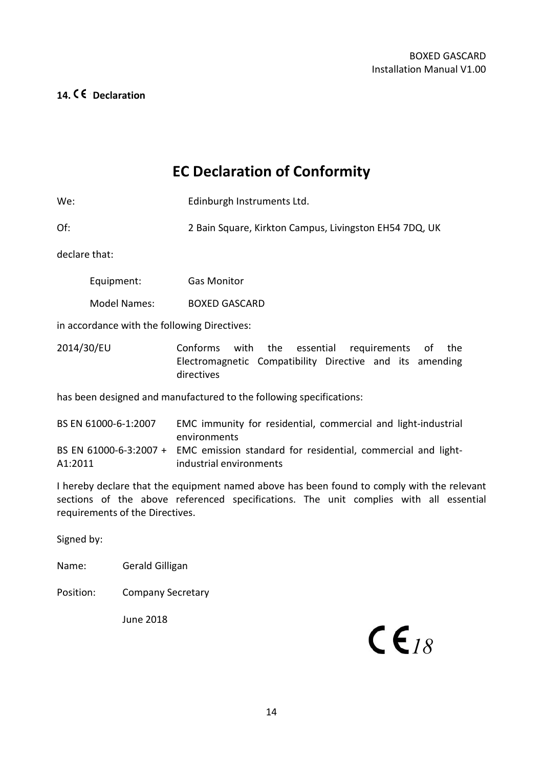## 14. CE Declaration

# EC Declaration of Conformity

We: Edinburgh Instruments Ltd.

Of: 2 Bain Square, Kirkton Campus, Livingston EH54 7DQ, UK

declare that:

Equipment: Gas Monitor

Model Names: BOXED GASCARD

in accordance with the following Directives:

2014/30/EU Conforms with the essential requirements of the Electromagnetic Compatibility Directive and its amending directives

has been designed and manufactured to the following specifications:

| | |
|---|---|
| BS EN 61000-6-1:2007 | EMC immunity for residential, commercial and light-industrial environments |
| BS EN 61000-6-3:2007 + A1:2011 | EMC emission standard for residential, commercial and light-industrial environments |

I hereby declare that the equipment named above has been found to comply with the relevant sections of the above referenced specifications. The unit complies with all essential requirements of the Directives.

Signed by:

Name: Gerald Gilligan

Position: Company Secretary

June 2018

CE *18*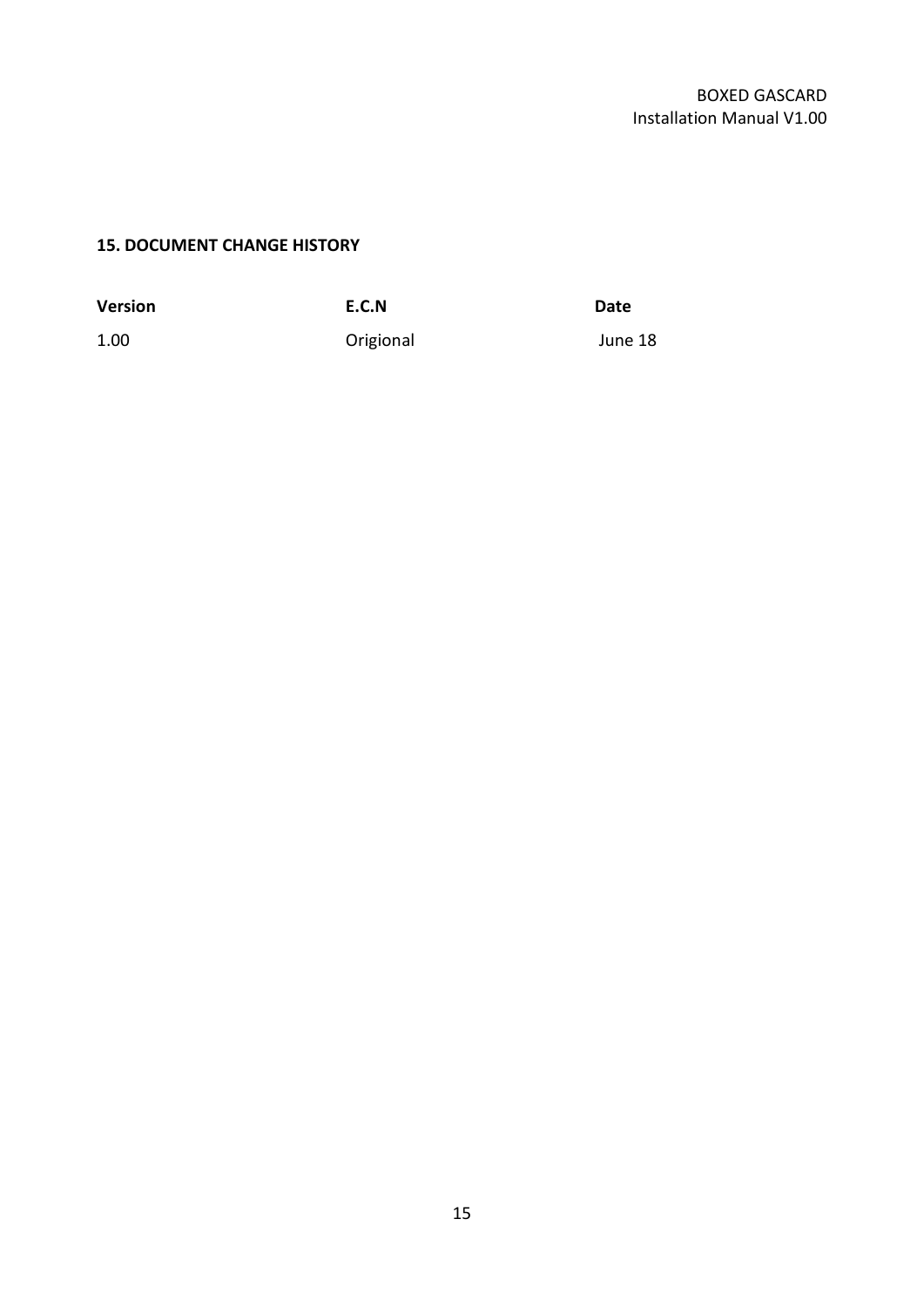### 15. DOCUMENT CHANGE HISTORY

| Version | E.C.N | Date |
|---|---|---|
| 1.00 | Origional | June 18 |